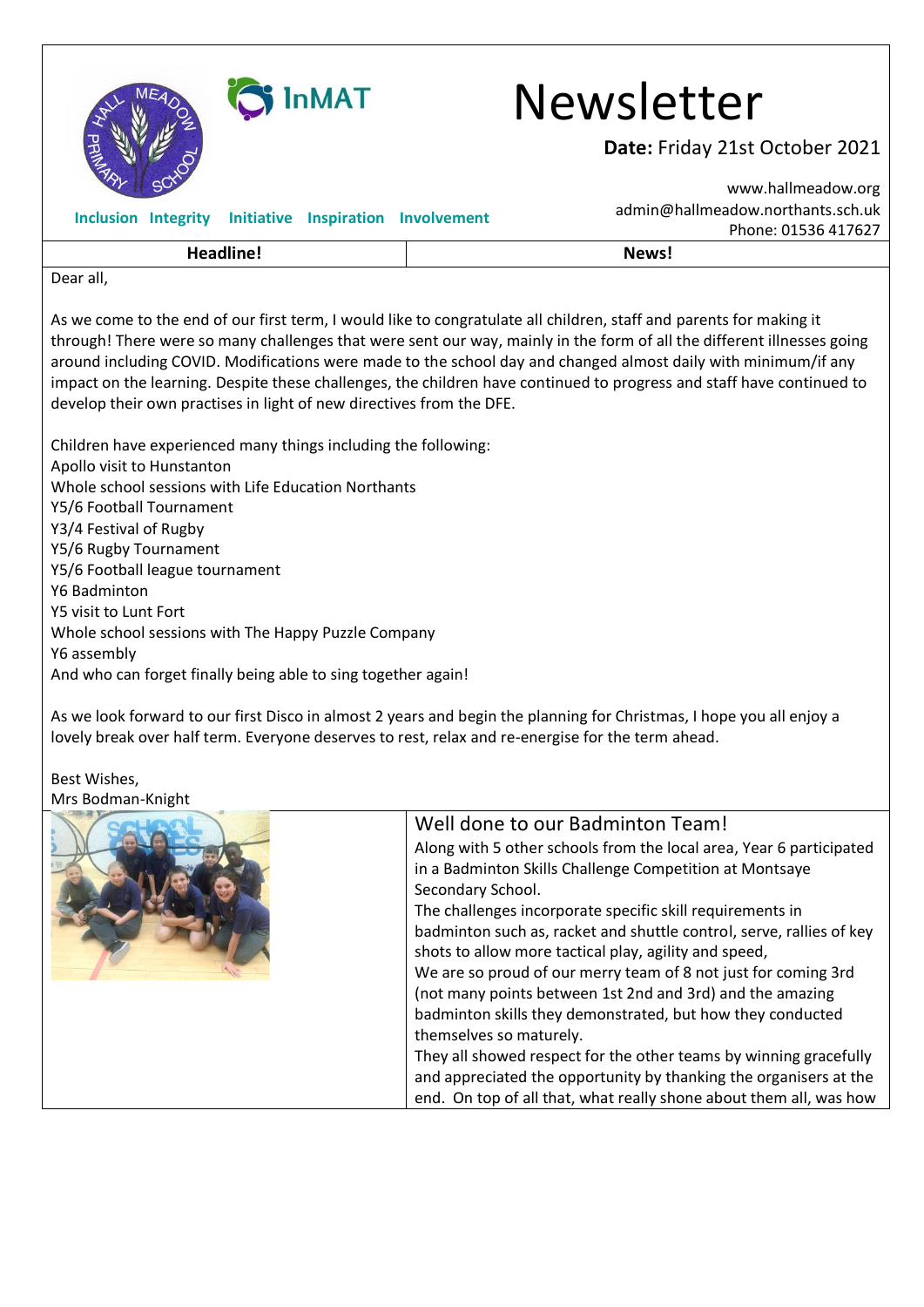InMAT

# Newsletter

**Date:** Friday 21st October 2021

**Inclusion Integrity Initiative Inspiration Involvement**

www.hallmeadow.org
admin@hallmeadow.northants.sch.uk
Phone: 01536 417627

| Headline! | News! |
| --- | --- |

Dear all,

As we come to the end of our first term, I would like to congratulate all children, staff and parents for making it through! There were so many challenges that were sent our way, mainly in the form of all the different illnesses going around including COVID. Modifications were made to the school day and changed almost daily with minimum/if any impact on the learning. Despite these challenges, the children have continued to progress and staff have continued to develop their own practises in light of new directives from the DFE.

Children have experienced many things including the following:
Apollo visit to Hunstanton
Whole school sessions with Life Education Northants
Y5/6 Football Tournament
Y3/4 Festival of Rugby
Y5/6 Rugby Tournament
Y5/6 Football league tournament
Y6 Badminton
Y5 visit to Lunt Fort
Whole school sessions with The Happy Puzzle Company
Y6 assembly
And who can forget finally being able to sing together again!

As we look forward to our first Disco in almost 2 years and begin the planning for Christmas, I hope you all enjoy a lovely break over half term. Everyone deserves to rest, relax and re-energise for the term ahead.

Best Wishes,
Mrs Bodman-Knight

## Well done to our Badminton Team!

Along with 5 other schools from the local area, Year 6 participated in a Badminton Skills Challenge Competition at Montsaye Secondary School.
The challenges incorporate specific skill requirements in badminton such as, racket and shuttle control, serve, rallies of key shots to allow more tactical play, agility and speed,
We are so proud of our merry team of 8 not just for coming 3rd (not many points between 1st 2nd and 3rd) and the amazing badminton skills they demonstrated, but how they conducted themselves so maturely.
They all showed respect for the other teams by winning gracefully and appreciated the opportunity by thanking the organisers at the end. On top of all that, what really shone about them all, was how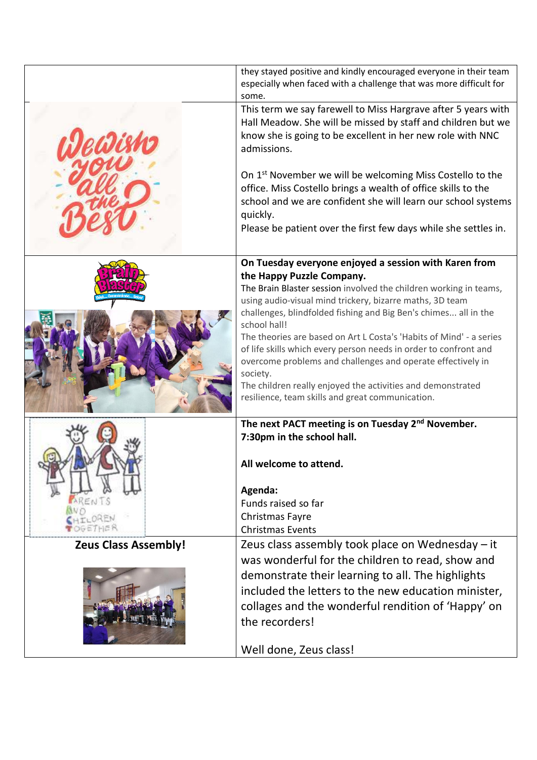they stayed positive and kindly encouraged everyone in their team especially when faced with a challenge that was more difficult for some.

This term we say farewell to Miss Hargrave after 5 years with Hall Meadow. She will be missed by staff and children but we know she is going to be excellent in her new role with NNC admissions.

On 1st November we will be welcoming Miss Costello to the office. Miss Costello brings a wealth of office skills to the school and we are confident she will learn our school systems quickly.

Please be patient over the first few days while she settles in.

**On Tuesday everyone enjoyed a session with Karen from the Happy Puzzle Company.**

The Brain Blaster session involved the children working in teams, using audio-visual mind trickery, bizarre maths, 3D team challenges, blindfolded fishing and Big Ben's chimes... all in the school hall!

The theories are based on Art L Costa's 'Habits of Mind' - a series of life skills which every person needs in order to confront and overcome problems and challenges and operate effectively in society.

The children really enjoyed the activities and demonstrated resilience, team skills and great communication.

**The next PACT meeting is on Tuesday 2nd November. 7:30pm in the school hall.**

**All welcome to attend.**

**Agenda:**

Funds raised so far

Christmas Fayre

Christmas Events

**Zeus Class Assembly!**

Zeus class assembly took place on Wednesday – it was wonderful for the children to read, show and demonstrate their learning to all. The highlights included the letters to the new education minister, collages and the wonderful rendition of 'Happy' on the recorders!

Well done, Zeus class!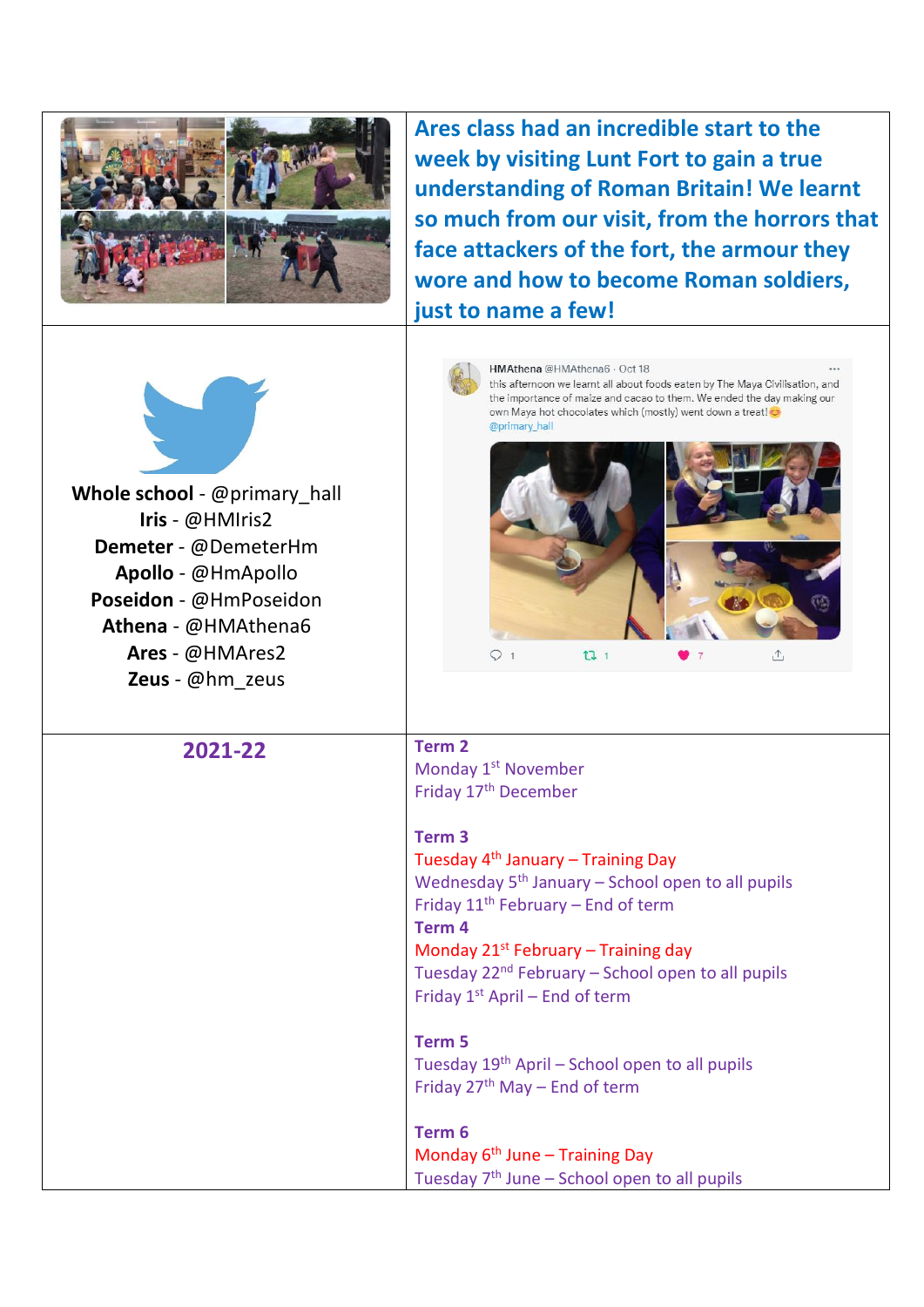**Ares class had an incredible start to the week by visiting Lunt Fort to gain a true understanding of Roman Britain! We learnt so much from our visit, from the horrors that face attackers of the fort, the armour they wore and how to become Roman soldiers, just to name a few!**

**Whole school** - @primary_hall
**Iris** - @HMIris2
**Demeter** - @DemeterHm
**Apollo** - @HmApollo
**Poseidon** - @HmPoseidon
**Athena** - @HMAthena6
**Ares** - @HMAres2
**Zeus** - @hm_zeus

HMAthena @HMAthena6 · Oct 18
this afternoon we learnt all about foods eaten by The Maya Civilisation, and the importance of maize and cacao to them. We ended the day making our own Maya hot chocolates which (mostly) went down a treat! 😊
@primary_hall

## 2021-22

**Term 2**
Monday 1st November
Friday 17th December

**Term 3**
Tuesday 4th January – Training Day
Wednesday 5th January – School open to all pupils
Friday 11th February – End of term

**Term 4**
Monday 21st February – Training day
Tuesday 22nd February – School open to all pupils
Friday 1st April – End of term

**Term 5**
Tuesday 19th April – School open to all pupils
Friday 27th May – End of term

**Term 6**
Monday 6th June – Training Day
Tuesday 7th June – School open to all pupils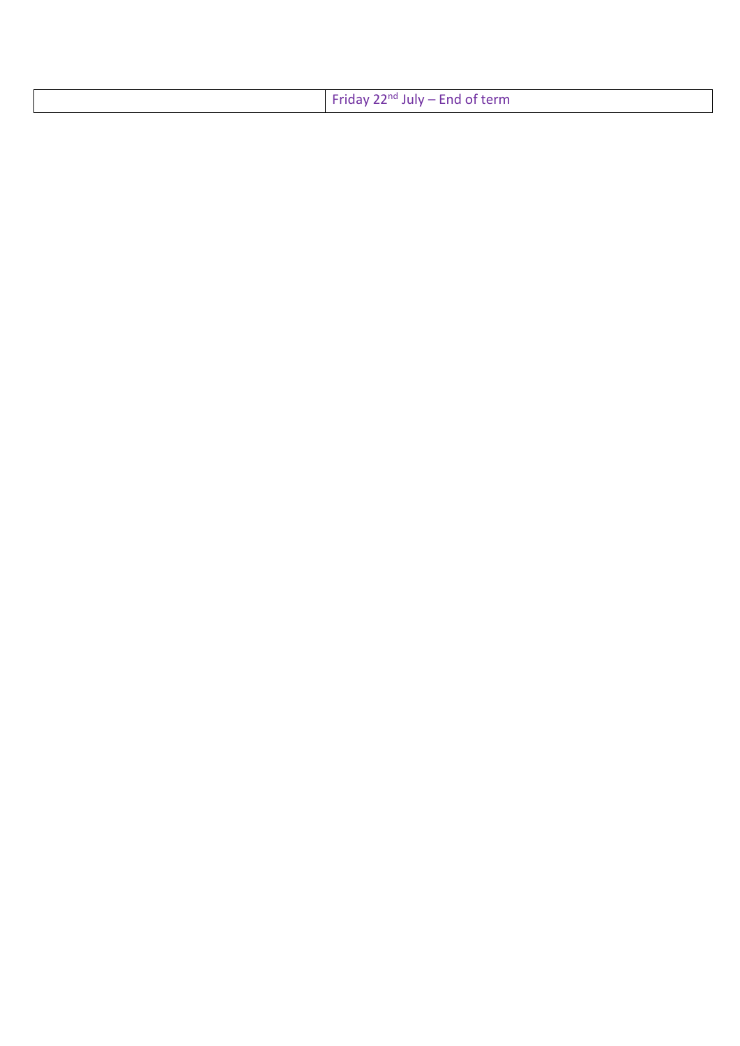| | |
|---|---|
| | Friday 22nd July – End of term |